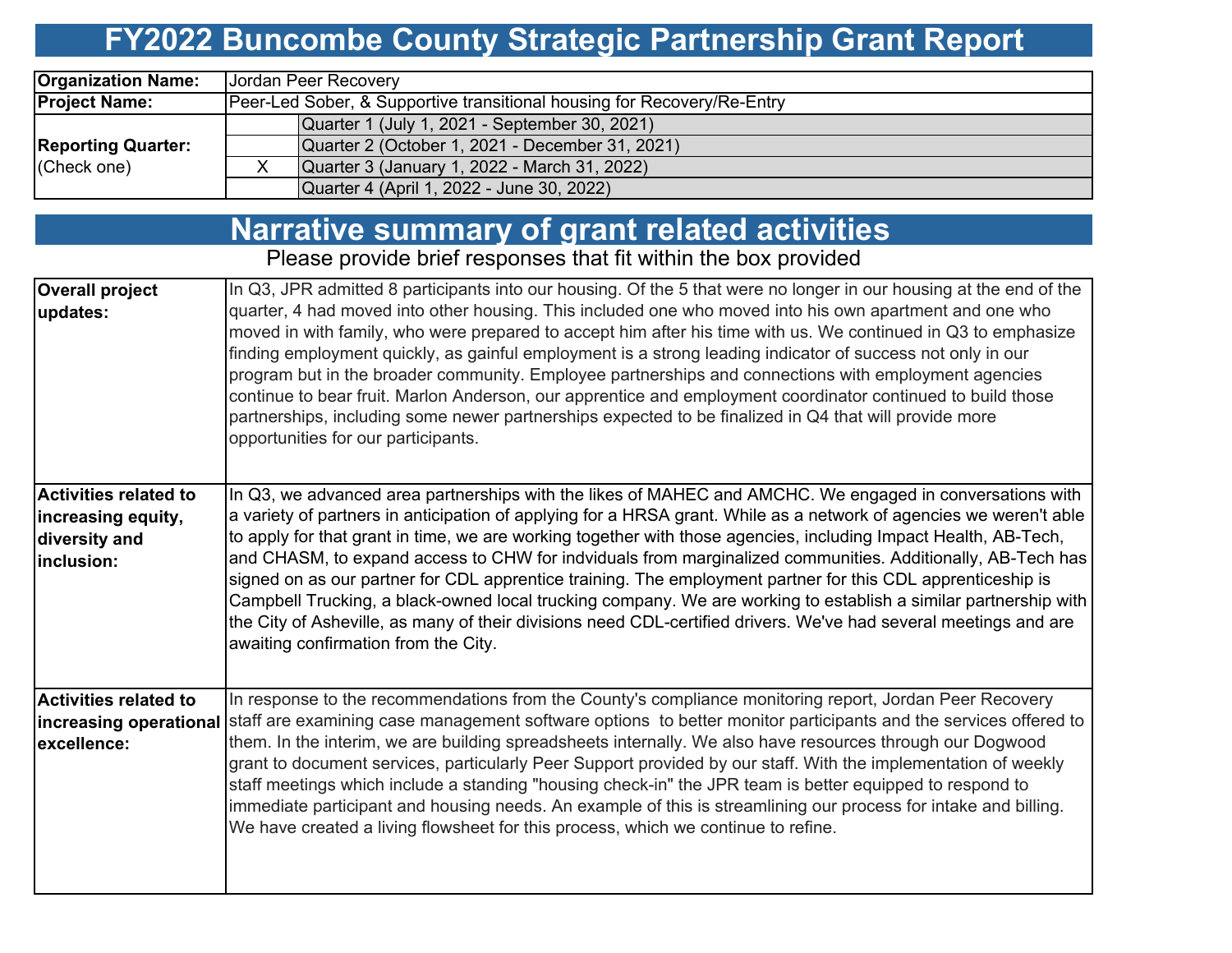# FY2022 Buncombe County Strategic Partnership Grant Report

| | | |
|---|---|---|
| **Organization Name:** | Jordan Peer Recovery | |
| **Project Name:** | Peer-Led Sober, & Supportive transitional housing for Recovery/Re-Entry | |
| **Reporting Quarter:** (Check one) | | Quarter 1 (July 1, 2021 - September 30, 2021) |
| | | Quarter 2 (October 1, 2021 - December 31, 2021) |
| | X | Quarter 3 (January 1, 2022 - March 31, 2022) |
| | | Quarter 4 (April 1, 2022 - June 30, 2022) |

## Narrative summary of grant related activities

Please provide brief responses that fit within the box provided

| | |
|---|---|
| **Overall project updates:** | In Q3, JPR admitted 8 participants into our housing. Of the 5 that were no longer in our housing at the end of the quarter, 4 had moved into other housing. This included one who moved into his own apartment and one who moved in with family, who were prepared to accept him after his time with us. We continued in Q3 to emphasize finding employment quickly, as gainful employment is a strong leading indicator of success not only in our program but in the broader community. Employee partnerships and connections with employment agencies continue to bear fruit. Marlon Anderson, our apprentice and employment coordinator continued to build those partnerships, including some newer partnerships expected to be finalized in Q4 that will provide more opportunities for our participants. |
| **Activities related to increasing equity, diversity and inclusion:** | In Q3, we advanced area partnerships with the likes of MAHEC and AMCHC. We engaged in conversations with a variety of partners in anticipation of applying for a HRSA grant. While as a network of agencies we weren't able to apply for that grant in time, we are working together with those agencies, including Impact Health, AB-Tech, and CHASM, to expand access to CHW for indviduals from marginalized communities. Additionally, AB-Tech has signed on as our partner for CDL apprentice training. The employment partner for this CDL apprenticeship is Campbell Trucking, a black-owned local trucking company. We are working to establish a similar partnership with the City of Asheville, as many of their divisions need CDL-certified drivers. We've had several meetings and are awaiting confirmation from the City. |
| **Activities related to increasing operational excellence:** | In response to the recommendations from the County's compliance monitoring report, Jordan Peer Recovery staff are examining case management software options to better monitor participants and the services offered to them. In the interim, we are building spreadsheets internally. We also have resources through our Dogwood grant to document services, particularly Peer Support provided by our staff. With the implementation of weekly staff meetings which include a standing "housing check-in" the JPR team is better equipped to respond to immediate participant and housing needs. An example of this is streamlining our process for intake and billing. We have created a living flowsheet for this process, which we continue to refine. |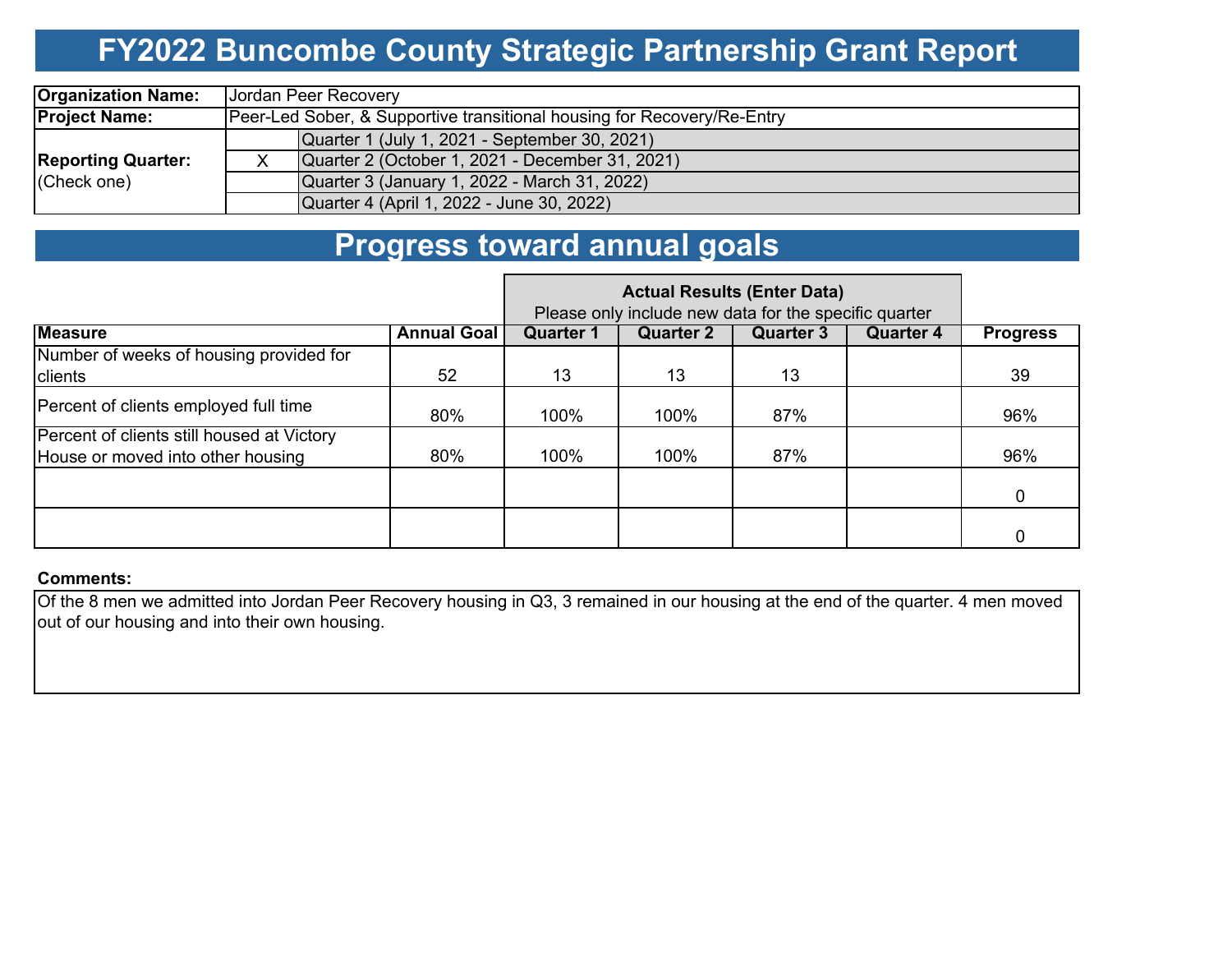# FY2022 Buncombe County Strategic Partnership Grant Report

| | | |
|---|---|---|
| **Organization Name:** | Jordan Peer Recovery | |
| **Project Name:** | Peer-Led Sober, & Supportive transitional housing for Recovery/Re-Entry | |
| **Reporting Quarter:** (Check one) | | Quarter 1 (July 1, 2021 - September 30, 2021) |
| | X | Quarter 2 (October 1, 2021 - December 31, 2021) |
| | | Quarter 3 (January 1, 2022 - March 31, 2022) |
| | | Quarter 4 (April 1, 2022 - June 30, 2022) |

# Progress toward annual goals

| | | **Actual Results (Enter Data)** Please only include new data for the specific quarter | | | | |
|---|---|---|---|---|---|---|
| **Measure** | **Annual Goal** | **Quarter 1** | **Quarter 2** | **Quarter 3** | **Quarter 4** | **Progress** |
| Number of weeks of housing provided for clients | 52 | 13 | 13 | 13 | | 39 |
| Percent of clients employed full time | 80% | 100% | 100% | 87% | | 96% |
| Percent of clients still housed at Victory House or moved into other housing | 80% | 100% | 100% | 87% | | 96% |
| | | | | | | 0 |
| | | | | | | 0 |

**Comments:**

Of the 8 men we admitted into Jordan Peer Recovery housing in Q3, 3 remained in our housing at the end of the quarter. 4 men moved out of our housing and into their own housing.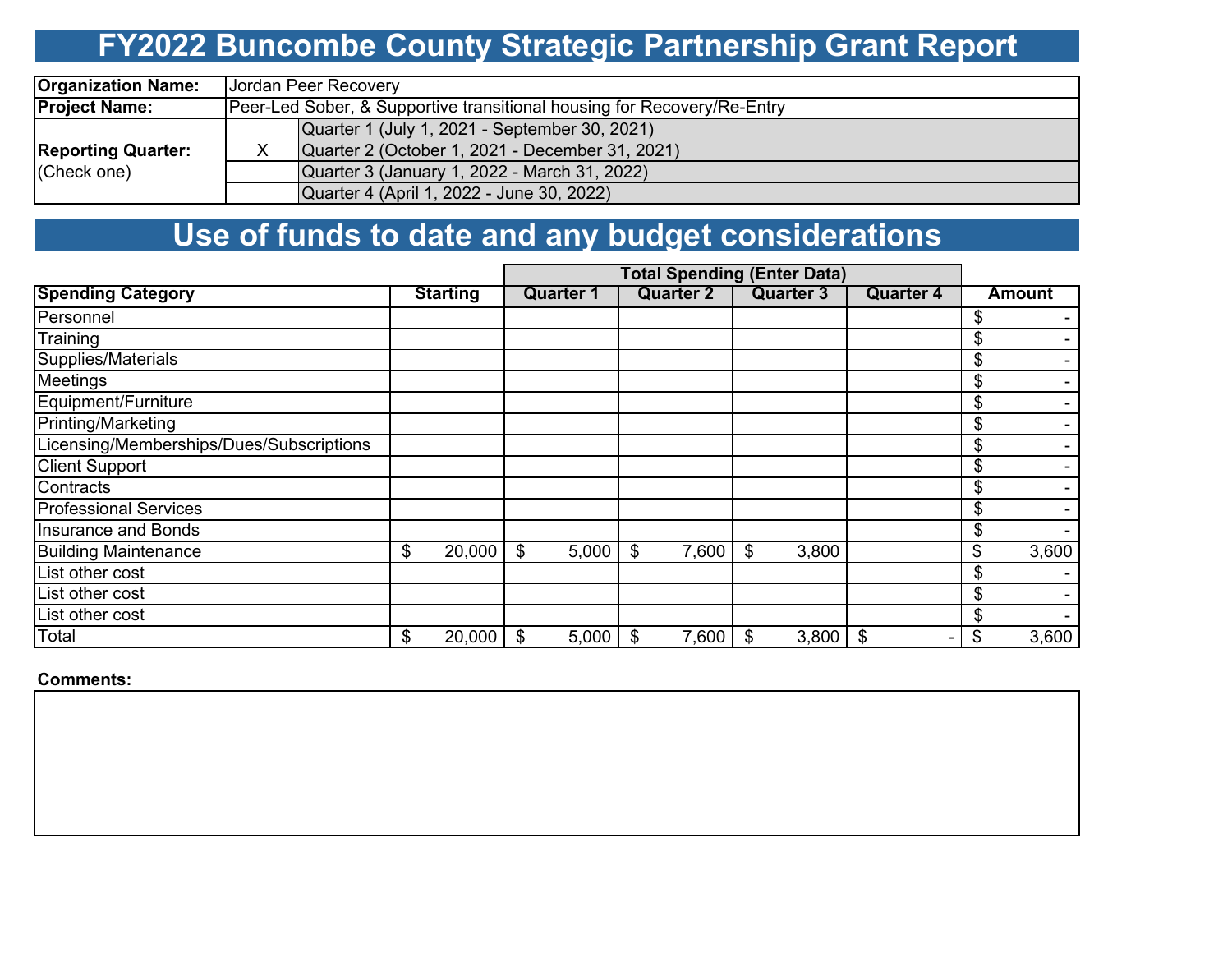# FY2022 Buncombe County Strategic Partnership Grant Report

| | | |
|---|---|---|
| **Organization Name:** | Jordan Peer Recovery | |
| **Project Name:** | Peer-Led Sober, & Supportive transitional housing for Recovery/Re-Entry | |
| **Reporting Quarter:** (Check one) | | Quarter 1 (July 1, 2021 - September 30, 2021) |
| | X | Quarter 2 (October 1, 2021 - December 31, 2021) |
| | | Quarter 3 (January 1, 2022 - March 31, 2022) |
| | | Quarter 4 (April 1, 2022 - June 30, 2022) |

# Use of funds to date and any budget considerations

| | | Total Spending (Enter Data) | | | | |
|---|---|---|---|---|---|---|
| **Spending Category** | **Starting** | **Quarter 1** | **Quarter 2** | **Quarter 3** | **Quarter 4** | **Amount** |
| Personnel | | | | | | $ - |
| Training | | | | | | $ - |
| Supplies/Materials | | | | | | $ - |
| Meetings | | | | | | $ - |
| Equipment/Furniture | | | | | | $ - |
| Printing/Marketing | | | | | | $ - |
| Licensing/Memberships/Dues/Subscriptions | | | | | | $ - |
| Client Support | | | | | | $ - |
| Contracts | | | | | | $ - |
| Professional Services | | | | | | $ - |
| Insurance and Bonds | | | | | | $ - |
| Building Maintenance | $ 20,000 | $ 5,000 | $ 7,600 | $ 3,800 | | $ 3,600 |
| List other cost | | | | | | $ - |
| List other cost | | | | | | $ - |
| List other cost | | | | | | $ - |
| Total | $ 20,000 | $ 5,000 | $ 7,600 | $ 3,800 | $ - | $ 3,600 |

**Comments:**